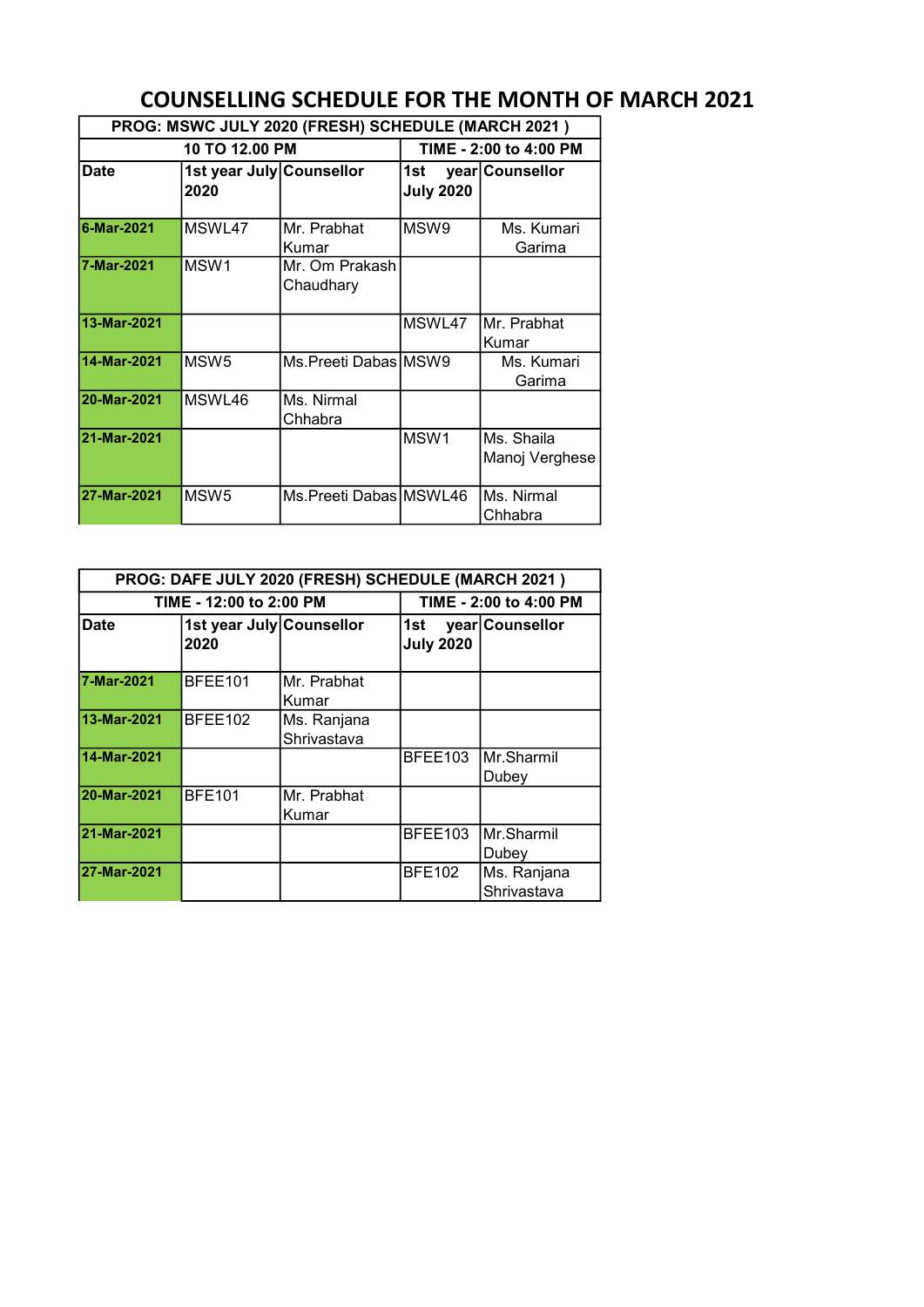# COUNSELLING SCHEDULE FOR THE MONTH OF MARCH 2021

| PROG: MSWC JULY 2020 (FRESH) SCHEDULE (MARCH 2021 ) | | | | |
|---|---|---|---|---|
| 10 TO 12.00 PM | | | TIME - 2:00 to 4:00 PM | |
| **Date** | **1st year July 2020** | **Counsellor** | **1st year July 2020** | **Counsellor** |
| 6-Mar-2021 | MSWL47 | Mr. Prabhat Kumar | MSW9 | Ms. Kumari Garima |
| 7-Mar-2021 | MSW1 | Mr. Om Prakash Chaudhary | | |
| 13-Mar-2021 | | | MSWL47 | Mr. Prabhat Kumar |
| 14-Mar-2021 | MSW5 | Ms.Preeti Dabas | MSW9 | Ms. Kumari Garima |
| 20-Mar-2021 | MSWL46 | Ms. Nirmal Chhabra | | |
| 21-Mar-2021 | | | MSW1 | Ms. Shaila Manoj Verghese |
| 27-Mar-2021 | MSW5 | Ms.Preeti Dabas | MSWL46 | Ms. Nirmal Chhabra |

| PROG: DAFE JULY 2020 (FRESH) SCHEDULE (MARCH 2021 ) | | | | |
|---|---|---|---|---|
| TIME - 12:00 to 2:00 PM | | | TIME - 2:00 to 4:00 PM | |
| **Date** | **1st year July 2020** | **Counsellor** | **1st year July 2020** | **Counsellor** |
| 7-Mar-2021 | BFEE101 | Mr. Prabhat Kumar | | |
| 13-Mar-2021 | BFEE102 | Ms. Ranjana Shrivastava | | |
| 14-Mar-2021 | | | BFEE103 | Mr.Sharmil Dubey |
| 20-Mar-2021 | BFE101 | Mr. Prabhat Kumar | | |
| 21-Mar-2021 | | | BFEE103 | Mr.Sharmil Dubey |
| 27-Mar-2021 | | | BFE102 | Ms. Ranjana Shrivastava |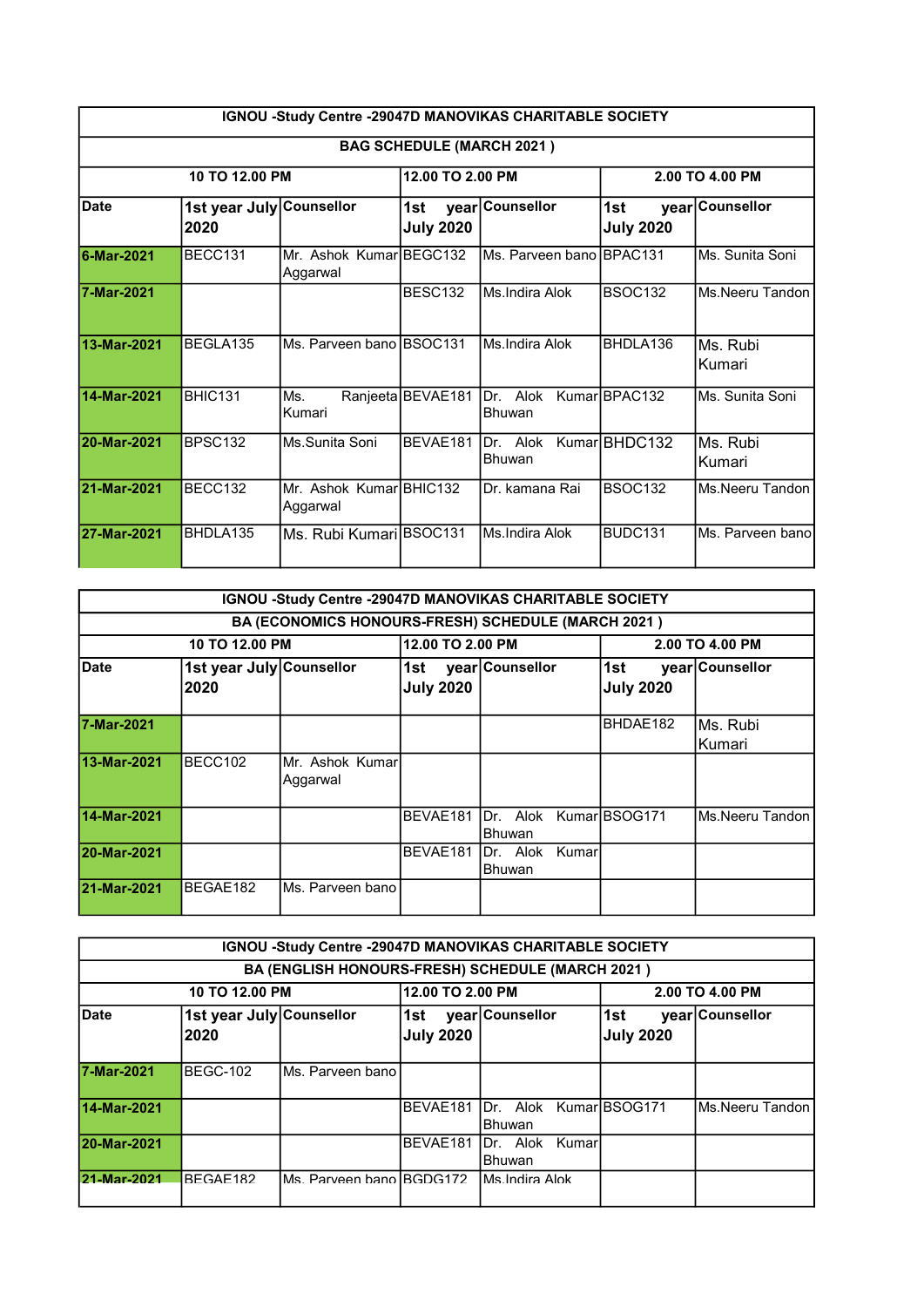| IGNOU -Study Centre -29047D MANOVIKAS CHARITABLE SOCIETY | | | | | | |
|---|---|---|---|---|---|---|
| **BAG SCHEDULE (MARCH 2021 )** | | | | | | |
| | **10 TO 12.00 PM** | | **12.00 TO 2.00 PM** | | **2.00 TO 4.00 PM** | |
| **Date** | **1st year July 2020** | **Counsellor** | **1st year July 2020** | **Counsellor** | **1st year July 2020** | **Counsellor** |
| **6-Mar-2021** | BECC131 | Mr. Ashok Kumar Aggarwal | BEGC132 | Ms. Parveen bano | BPAC131 | Ms. Sunita Soni |
| **7-Mar-2021** | | | BESC132 | Ms.Indira Alok | BSOC132 | Ms.Neeru Tandon |
| **13-Mar-2021** | BEGLA135 | Ms. Parveen bano | BSOC131 | Ms.Indira Alok | BHDLA136 | Ms. Rubi Kumari |
| **14-Mar-2021** | BHIC131 | Ms. Ranjeeta Kumari | BEVAE181 | Dr. Alok Kumar Bhuwan | BPAC132 | Ms. Sunita Soni |
| **20-Mar-2021** | BPSC132 | Ms.Sunita Soni | BEVAE181 | Dr. Alok Kumar Bhuwan | BHDC132 | Ms. Rubi Kumari |
| **21-Mar-2021** | BECC132 | Mr. Ashok Kumar Aggarwal | BHIC132 | Dr. kamana Rai | BSOC132 | Ms.Neeru Tandon |
| **27-Mar-2021** | BHDLA135 | Ms. Rubi Kumari | BSOC131 | Ms.Indira Alok | BUDC131 | Ms. Parveen bano |

| IGNOU -Study Centre -29047D MANOVIKAS CHARITABLE SOCIETY | | | | | | |
|---|---|---|---|---|---|---|
| **BA (ECONOMICS HONOURS-FRESH) SCHEDULE (MARCH 2021 )** | | | | | | |
| | **10 TO 12.00 PM** | | **12.00 TO 2.00 PM** | | **2.00 TO 4.00 PM** | |
| **Date** | **1st year July 2020** | **Counsellor** | **1st year July 2020** | **Counsellor** | **1st year July 2020** | **Counsellor** |
| **7-Mar-2021** | | | | | BHDAE182 | Ms. Rubi Kumari |
| **13-Mar-2021** | BECC102 | Mr. Ashok Kumar Aggarwal | | | | |
| **14-Mar-2021** | | | BEVAE181 | Dr. Alok Kumar Bhuwan | BSOG171 | Ms.Neeru Tandon |
| **20-Mar-2021** | | | BEVAE181 | Dr. Alok Kumar Bhuwan | | |
| **21-Mar-2021** | BEGAE182 | Ms. Parveen bano | | | | |

| IGNOU -Study Centre -29047D MANOVIKAS CHARITABLE SOCIETY | | | | | | |
|---|---|---|---|---|---|---|
| **BA (ENGLISH HONOURS-FRESH) SCHEDULE (MARCH 2021 )** | | | | | | |
| | **10 TO 12.00 PM** | | **12.00 TO 2.00 PM** | | **2.00 TO 4.00 PM** | |
| **Date** | **1st year July 2020** | **Counsellor** | **1st year July 2020** | **Counsellor** | **1st year July 2020** | **Counsellor** |
| **7-Mar-2021** | BEGC-102 | Ms. Parveen bano | | | | |
| **14-Mar-2021** | | | BEVAE181 | Dr. Alok Kumar Bhuwan | BSOG171 | Ms.Neeru Tandon |
| **20-Mar-2021** | | | BEVAE181 | Dr. Alok Kumar Bhuwan | | |
| **21-Mar-2021** | BEGAE182 | Ms. Parveen bano | BGDG172 | Ms.Indira Alok | | |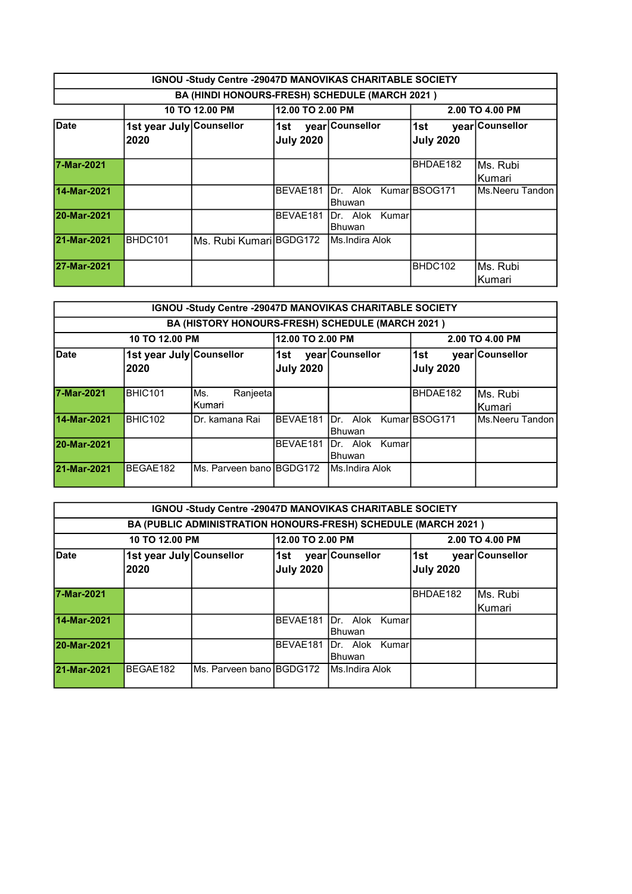| IGNOU -Study Centre -29047D MANOVIKAS CHARITABLE SOCIETY | | | | | | |
|---|---|---|---|---|---|---|
| BA (HINDI HONOURS-FRESH) SCHEDULE (MARCH 2021 ) | | | | | | |
| | 10 TO 12.00 PM | | 12.00 TO 2.00 PM | | 2.00 TO 4.00 PM | |
| **Date** | **1st year July 2020** | **Counsellor** | **1st year July 2020** | **Counsellor** | **1st year July 2020** | **Counsellor** |
| **7-Mar-2021** | | | | | BHDAE182 | Ms. Rubi Kumari |
| **14-Mar-2021** | | | BEVAE181 | Dr. Alok Kumar Bhuwan | BSOG171 | Ms.Neeru Tandon |
| **20-Mar-2021** | | | BEVAE181 | Dr. Alok Kumar Bhuwan | | |
| **21-Mar-2021** | BHDC101 | Ms. Rubi Kumari | BGDG172 | Ms.Indira Alok | | |
| **27-Mar-2021** | | | | | BHDC102 | Ms. Rubi Kumari |

| IGNOU -Study Centre -29047D MANOVIKAS CHARITABLE SOCIETY | | | | | | |
|---|---|---|---|---|---|---|
| BA (HISTORY HONOURS-FRESH) SCHEDULE (MARCH 2021 ) | | | | | | |
| 10 TO 12.00 PM | | | 12.00 TO 2.00 PM | | 2.00 TO 4.00 PM | |
| **Date** | **1st year July 2020** | **Counsellor** | **1st year July 2020** | **Counsellor** | **1st year July 2020** | **Counsellor** |
| **7-Mar-2021** | BHIC101 | Ms. Ranjeeta Kumari | | | BHDAE182 | Ms. Rubi Kumari |
| **14-Mar-2021** | BHIC102 | Dr. kamana Rai | BEVAE181 | Dr. Alok Kumar Bhuwan | BSOG171 | Ms.Neeru Tandon |
| **20-Mar-2021** | | | BEVAE181 | Dr. Alok Kumar Bhuwan | | |
| **21-Mar-2021** | BEGAE182 | Ms. Parveen bano | BGDG172 | Ms.Indira Alok | | |

| IGNOU -Study Centre -29047D MANOVIKAS CHARITABLE SOCIETY | | | | | | |
|---|---|---|---|---|---|---|
| BA (PUBLIC ADMINISTRATION HONOURS-FRESH) SCHEDULE (MARCH 2021 ) | | | | | | |
| 10 TO 12.00 PM | | | 12.00 TO 2.00 PM | | 2.00 TO 4.00 PM | |
| **Date** | **1st year July 2020** | **Counsellor** | **1st year July 2020** | **Counsellor** | **1st year July 2020** | **Counsellor** |
| **7-Mar-2021** | | | | | BHDAE182 | Ms. Rubi Kumari |
| **14-Mar-2021** | | | BEVAE181 | Dr. Alok Kumar Bhuwan | | |
| **20-Mar-2021** | | | BEVAE181 | Dr. Alok Kumar Bhuwan | | |
| **21-Mar-2021** | BEGAE182 | Ms. Parveen bano | BGDG172 | Ms.Indira Alok | | |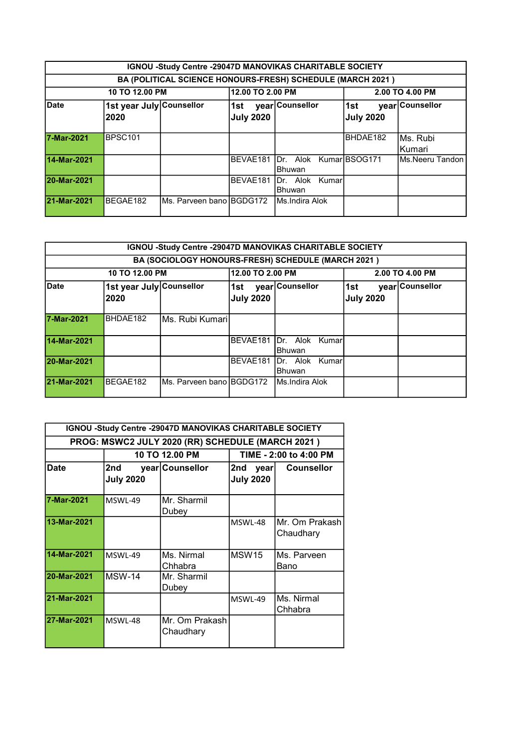| IGNOU -Study Centre -29047D MANOVIKAS CHARITABLE SOCIETY | | | | | | |
|---|---|---|---|---|---|---|
| BA (POLITICAL SCIENCE HONOURS-FRESH) SCHEDULE (MARCH 2021 ) | | | | | | |
| | 10 TO 12.00 PM | | 12.00 TO 2.00 PM | | 2.00 TO 4.00 PM | |
| Date | 1st year July 2020 | Counsellor | 1st year July 2020 | Counsellor | 1st year July 2020 | Counsellor |
| 7-Mar-2021 | BPSC101 | | | | BHDAE182 | Ms. Rubi Kumari |
| 14-Mar-2021 | | | BEVAE181 | Dr. Alok Kumar Bhuwan | BSOG171 | Ms.Neeru Tandon |
| 20-Mar-2021 | | | BEVAE181 | Dr. Alok Kumar Bhuwan | | |
| 21-Mar-2021 | BEGAE182 | Ms. Parveen bano | BGDG172 | Ms.Indira Alok | | |

| IGNOU -Study Centre -29047D MANOVIKAS CHARITABLE SOCIETY | | | | | | |
|---|---|---|---|---|---|---|
| BA (SOCIOLOGY HONOURS-FRESH) SCHEDULE (MARCH 2021 ) | | | | | | |
| | 10 TO 12.00 PM | | 12.00 TO 2.00 PM | | 2.00 TO 4.00 PM | |
| Date | 1st year July 2020 | Counsellor | 1st year July 2020 | Counsellor | 1st year July 2020 | Counsellor |
| 7-Mar-2021 | BHDAE182 | Ms. Rubi Kumari | | | | |
| 14-Mar-2021 | | | BEVAE181 | Dr. Alok Kumar Bhuwan | | |
| 20-Mar-2021 | | | BEVAE181 | Dr. Alok Kumar Bhuwan | | |
| 21-Mar-2021 | BEGAE182 | Ms. Parveen bano | BGDG172 | Ms.Indira Alok | | |

| IGNOU -Study Centre -29047D MANOVIKAS CHARITABLE SOCIETY | | | | |
|---|---|---|---|---|
| PROG: MSWC2 JULY 2020 (RR) SCHEDULE (MARCH 2021 ) | | | | |
| | 10 TO 12.00 PM | | TIME - 2:00 to 4:00 PM | |
| Date | 2nd year July 2020 | Counsellor | 2nd year July 2020 | Counsellor |
| 7-Mar-2021 | MSWL-49 | Mr. Sharmil Dubey | | |
| 13-Mar-2021 | | | MSWL-48 | Mr. Om Prakash Chaudhary |
| 14-Mar-2021 | MSWL-49 | Ms. Nirmal Chhabra | MSW15 | Ms. Parveen Bano |
| 20-Mar-2021 | MSW-14 | Mr. Sharmil Dubey | | |
| 21-Mar-2021 | | | MSWL-49 | Ms. Nirmal Chhabra |
| 27-Mar-2021 | MSWL-48 | Mr. Om Prakash Chaudhary | | |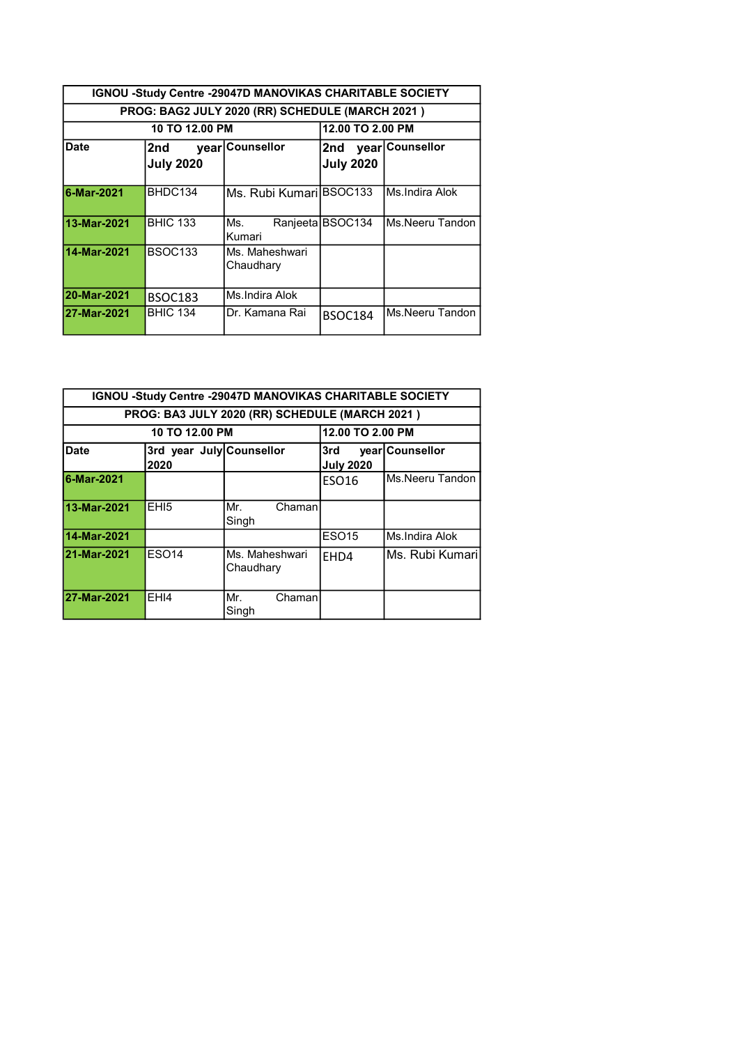| IGNOU -Study Centre -29047D MANOVIKAS CHARITABLE SOCIETY | | | | |
|---|---|---|---|---|
| PROG: BAG2 JULY 2020 (RR) SCHEDULE (MARCH 2021 ) | | | | |
| 10 TO 12.00 PM | | | 12.00 TO 2.00 PM | |
| Date | 2nd year July 2020 | Counsellor | 2nd year July 2020 | Counsellor |
| 6-Mar-2021 | BHDC134 | Ms. Rubi Kumari | BSOC133 | Ms.Indira Alok |
| 13-Mar-2021 | BHIC 133 | Ms. Ranjeeta Kumari | BSOC134 | Ms.Neeru Tandon |
| 14-Mar-2021 | BSOC133 | Ms. Maheshwari Chaudhary | | |
| 20-Mar-2021 | BSOC183 | Ms.Indira Alok | | |
| 27-Mar-2021 | BHIC 134 | Dr. Kamana Rai | BSOC184 | Ms.Neeru Tandon |

| IGNOU -Study Centre -29047D MANOVIKAS CHARITABLE SOCIETY | | | | |
|---|---|---|---|---|
| PROG: BA3 JULY 2020 (RR) SCHEDULE (MARCH 2021 ) | | | | |
| 10 TO 12.00 PM | | | 12.00 TO 2.00 PM | |
| Date | 3rd year July 2020 | Counsellor | 3rd year July 2020 | Counsellor |
| 6-Mar-2021 | | | ESO16 | Ms.Neeru Tandon |
| 13-Mar-2021 | EHI5 | Mr. Chaman Singh | | |
| 14-Mar-2021 | | | ESO15 | Ms.Indira Alok |
| 21-Mar-2021 | ESO14 | Ms. Maheshwari Chaudhary | EHD4 | Ms. Rubi Kumari |
| 27-Mar-2021 | EHI4 | Mr. Chaman Singh | | |